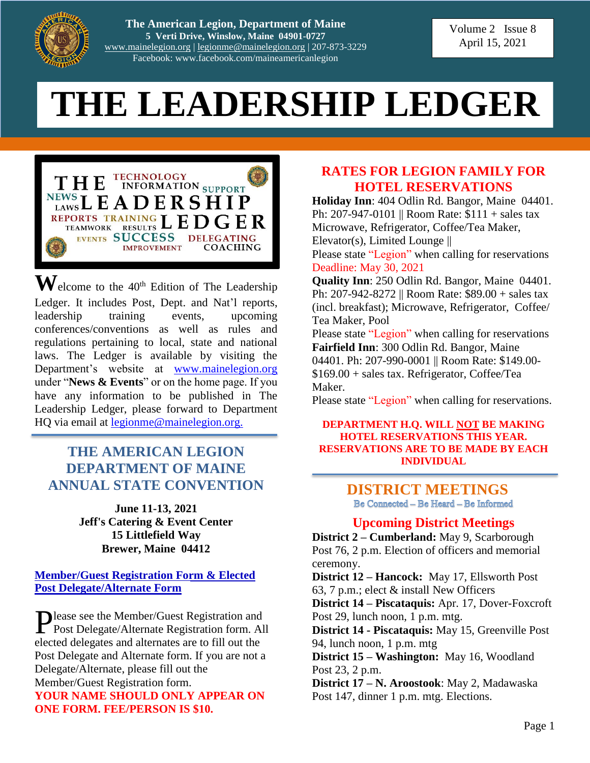The American Legion, Department of Maine
**5 Verti Drive, Winslow, Maine 04901-0727**
www.mainelegion.org | legionme@mainelegion.org | 207-873-3229
Facebook: www.facebook.com/maineamericanlegion

Volume 2 Issue 8
April 15, 2021

# THE LEADERSHIP LEDGER

**W**elcome to the 40th Edition of The Leadership Ledger. It includes Post, Dept. and Nat'l reports, leadership training events, upcoming conferences/conventions as well as rules and regulations pertaining to local, state and national laws. The Ledger is available by visiting the Department's website at www.mainelegion.org under "**News & Events**" or on the home page. If you have any information to be published in The Leadership Ledger, please forward to Department HQ via email at legionme@mainelegion.org.

## THE AMERICAN LEGION DEPARTMENT OF MAINE ANNUAL STATE CONVENTION

**June 11-13, 2021**
**Jeff's Catering & Event Center**
**15 Littlefield Way**
**Brewer, Maine 04412**

**Member/Guest Registration Form & Elected Post Delegate/Alternate Form**

Please see the Member/Guest Registration and Post Delegate/Alternate Registration form. All elected delegates and alternates are to fill out the Post Delegate and Alternate form. If you are not a Delegate/Alternate, please fill out the Member/Guest Registration form.
**YOUR NAME SHOULD ONLY APPEAR ON ONE FORM. FEE/PERSON IS $10.**

## RATES FOR LEGION FAMILY FOR HOTEL RESERVATIONS

**Holiday Inn**: 404 Odlin Rd. Bangor, Maine 04401. Ph: 207-947-0101 || Room Rate: $111 + sales tax Microwave, Refrigerator, Coffee/Tea Maker, Elevator(s), Limited Lounge ||
Please state "Legion" when calling for reservations
Deadline: May 30, 2021

**Quality Inn**: 250 Odlin Rd. Bangor, Maine 04401. Ph: 207-942-8272 || Room Rate: $89.00 + sales tax (incl. breakfast); Microwave, Refrigerator, Coffee/ Tea Maker, Pool
Please state "Legion" when calling for reservations

**Fairfield Inn**: 300 Odlin Rd. Bangor, Maine 04401. Ph: 207-990-0001 || Room Rate: $149.00-$169.00 + sales tax. Refrigerator, Coffee/Tea Maker.
Please state "Legion" when calling for reservations.

**DEPARTMENT H.Q. WILL NOT BE MAKING HOTEL RESERVATIONS THIS YEAR. RESERVATIONS ARE TO BE MADE BY EACH INDIVIDUAL**

## DISTRICT MEETINGS

Be Connected – Be Heard – Be Informed

### Upcoming District Meetings

**District 2 – Cumberland:** May 9, Scarborough Post 76, 2 p.m. Election of officers and memorial ceremony.
**District 12 – Hancock:** May 17, Ellsworth Post 63, 7 p.m.; elect & install New Officers
**District 14 – Piscataquis:** Apr. 17, Dover-Foxcroft Post 29, lunch noon, 1 p.m. mtg.
**District 14 - Piscataquis:** May 15, Greenville Post 94, lunch noon, 1 p.m. mtg
**District 15 – Washington:** May 16, Woodland Post 23, 2 p.m.
**District 17 – N. Aroostook**: May 2, Madawaska Post 147, dinner 1 p.m. mtg. Elections.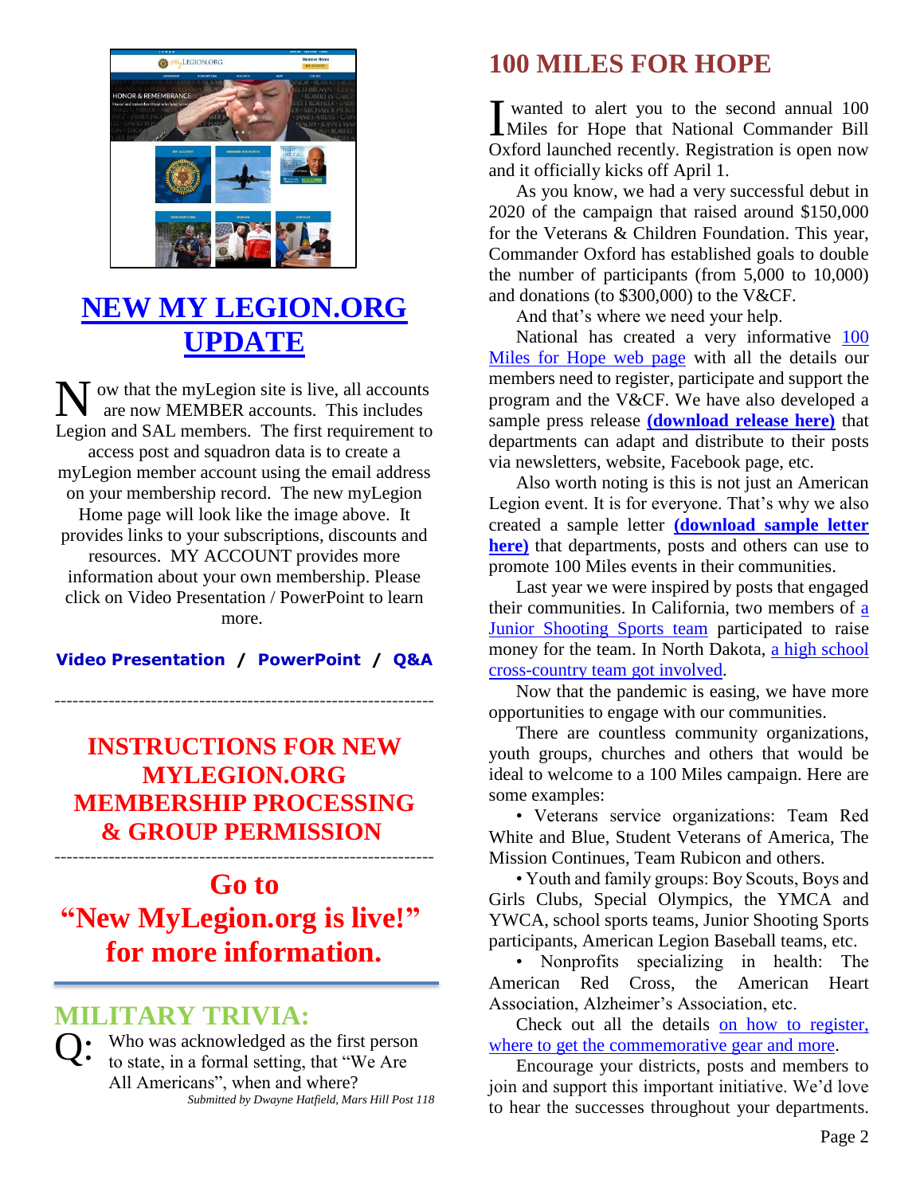## NEW MY LEGION.ORG UPDATE

Now that the myLegion site is live, all accounts are now MEMBER accounts. This includes Legion and SAL members. The first requirement to access post and squadron data is to create a myLegion member account using the email address on your membership record. The new myLegion Home page will look like the image above. It provides links to your subscriptions, discounts and resources. MY ACCOUNT provides more information about your own membership. Please click on Video Presentation / PowerPoint to learn more.

**Video Presentation / PowerPoint / Q&A**

---

## INSTRUCTIONS FOR NEW MYLEGION.ORG MEMBERSHIP PROCESSING & GROUP PERMISSION

---

## Go to "New MyLegion.org is live!" for more information.

## MILITARY TRIVIA:

Q: Who was acknowledged as the first person to state, in a formal setting, that "We Are All Americans", when and where?

*Submitted by Dwayne Hatfield, Mars Hill Post 118*

## 100 MILES FOR HOPE

I wanted to alert you to the second annual 100 Miles for Hope that National Commander Bill Oxford launched recently. Registration is open now and it officially kicks off April 1.

As you know, we had a very successful debut in 2020 of the campaign that raised around $150,000 for the Veterans & Children Foundation. This year, Commander Oxford has established goals to double the number of participants (from 5,000 to 10,000) and donations (to $300,000) to the V&CF.

And that's where we need your help.

National has created a very informative 100 Miles for Hope web page with all the details our members need to register, participate and support the program and the V&CF. We have also developed a sample press release **(download release here)** that departments can adapt and distribute to their posts via newsletters, website, Facebook page, etc.

Also worth noting is this is not just an American Legion event. It is for everyone. That's why we also created a sample letter **(download sample letter here)** that departments, posts and others can use to promote 100 Miles events in their communities.

Last year we were inspired by posts that engaged their communities. In California, two members of a Junior Shooting Sports team participated to raise money for the team. In North Dakota, a high school cross-country team got involved.

Now that the pandemic is easing, we have more opportunities to engage with our communities.

There are countless community organizations, youth groups, churches and others that would be ideal to welcome to a 100 Miles campaign. Here are some examples:

- Veterans service organizations: Team Red White and Blue, Student Veterans of America, The Mission Continues, Team Rubicon and others.
- Youth and family groups: Boy Scouts, Boys and Girls Clubs, Special Olympics, the YMCA and YWCA, school sports teams, Junior Shooting Sports participants, American Legion Baseball teams, etc.
- Nonprofits specializing in health: The American Red Cross, the American Heart Association, Alzheimer's Association, etc.

Check out all the details on how to register, where to get the commemorative gear and more.

Encourage your districts, posts and members to join and support this important initiative. We'd love to hear the successes throughout your departments.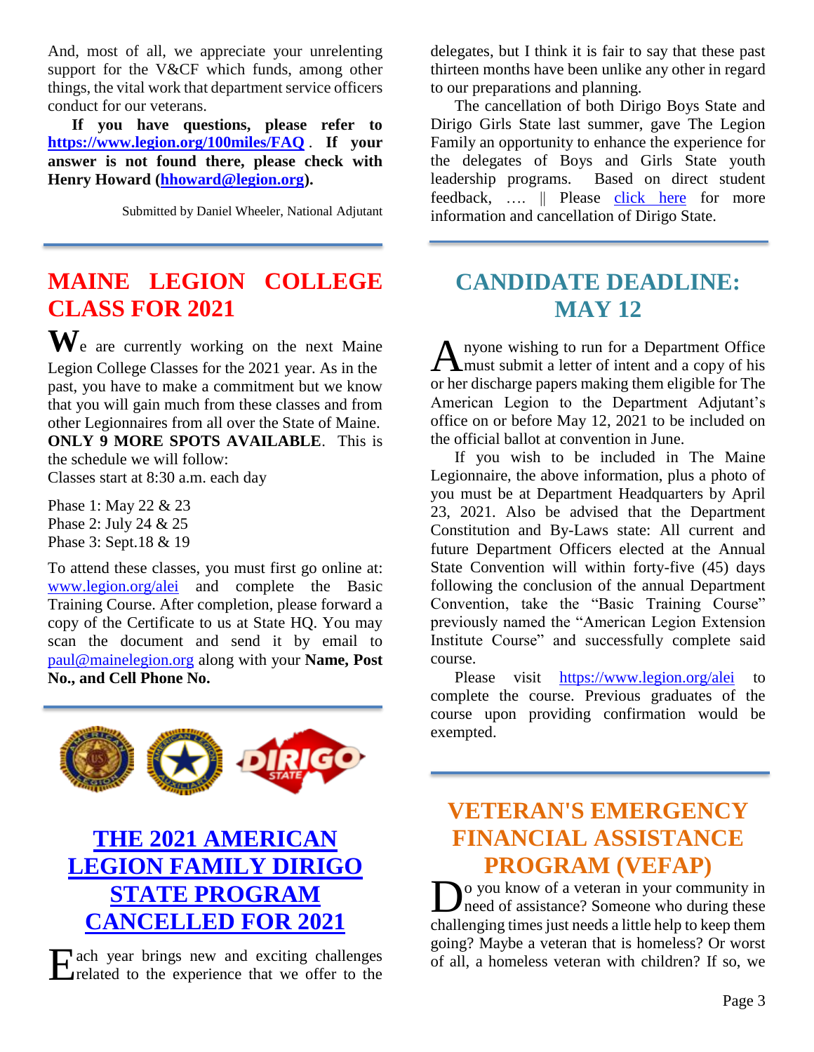And, most of all, we appreciate your unrelenting support for the V&CF which funds, among other things, the vital work that department service officers conduct for our veterans.

**If you have questions, please refer to [https://www.legion.org/100miles/FAQ](https://www.legion.org/100miles/FAQ). If your answer is not found there, please check with Henry Howard ([hhoward@legion.org](mailto:hhoward@legion.org)).**

Submitted by Daniel Wheeler, National Adjutant

## MAINE LEGION COLLEGE CLASS FOR 2021

We are currently working on the next Maine Legion College Classes for the 2021 year. As in the past, you have to make a commitment but we know that you will gain much from these classes and from other Legionnaires from all over the State of Maine. **ONLY 9 MORE SPOTS AVAILABLE**. This is the schedule we will follow:
Classes start at 8:30 a.m. each day

Phase 1: May 22 & 23
Phase 2: July 24 & 25
Phase 3: Sept.18 & 19

To attend these classes, you must first go online at: [www.legion.org/alei](http://www.legion.org/alei) and complete the Basic Training Course. After completion, please forward a copy of the Certificate to us at State HQ. You may scan the document and send it by email to [paul@mainelegion.org](mailto:paul@mainelegion.org) along with your **Name, Post No., and Cell Phone No.**

## THE 2021 AMERICAN LEGION FAMILY DIRIGO STATE PROGRAM CANCELLED FOR 2021

Each year brings new and exciting challenges related to the experience that we offer to the delegates, but I think it is fair to say that these past thirteen months have been unlike any other in regard to our preparations and planning.

The cancellation of both Dirigo Boys State and Dirigo Girls State last summer, gave The Legion Family an opportunity to enhance the experience for the delegates of Boys and Girls State youth leadership programs. Based on direct student feedback, …. || Please click here for more information and cancellation of Dirigo State.

## CANDIDATE DEADLINE: MAY 12

Anyone wishing to run for a Department Office must submit a letter of intent and a copy of his or her discharge papers making them eligible for The American Legion to the Department Adjutant's office on or before May 12, 2021 to be included on the official ballot at convention in June.

If you wish to be included in The Maine Legionnaire, the above information, plus a photo of you must be at Department Headquarters by April 23, 2021. Also be advised that the Department Constitution and By-Laws state: All current and future Department Officers elected at the Annual State Convention will within forty-five (45) days following the conclusion of the annual Department Convention, take the "Basic Training Course" previously named the "American Legion Extension Institute Course" and successfully complete said course.

Please visit [https://www.legion.org/alei](https://www.legion.org/alei) to complete the course. Previous graduates of the course upon providing confirmation would be exempted.

## VETERAN'S EMERGENCY FINANCIAL ASSISTANCE PROGRAM (VEFAP)

Do you know of a veteran in your community in need of assistance? Someone who during these challenging times just needs a little help to keep them going? Maybe a veteran that is homeless? Or worst of all, a homeless veteran with children? If so, we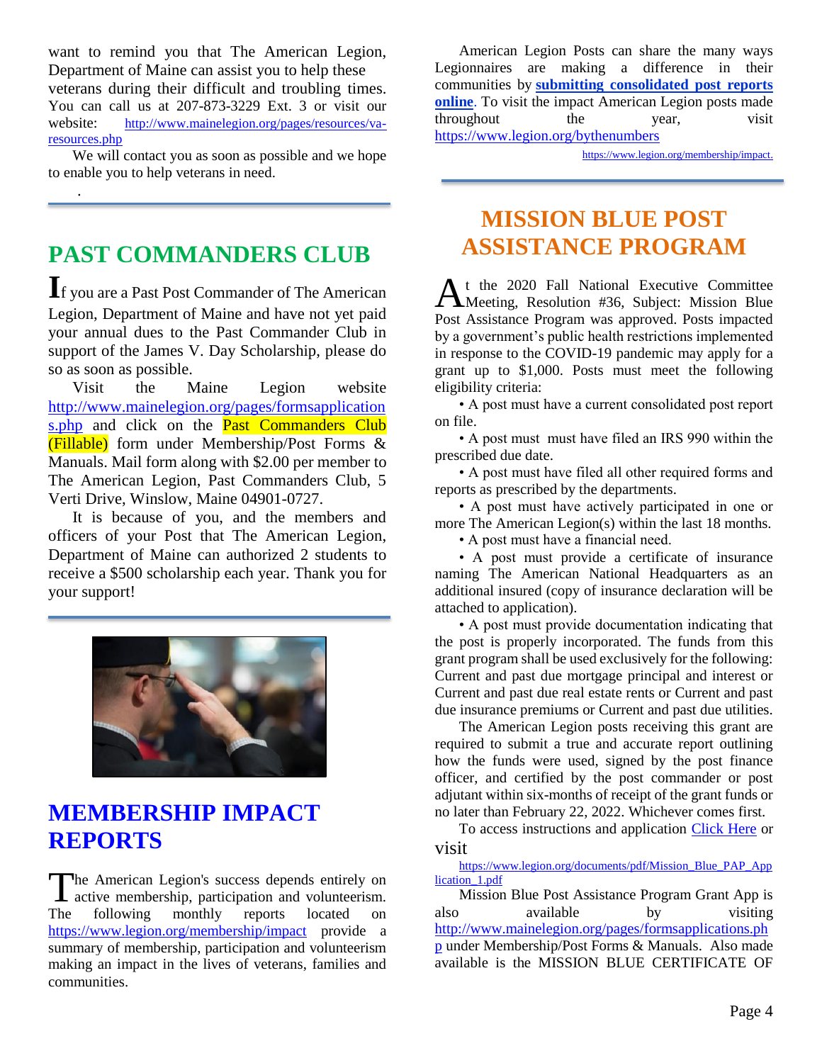want to remind you that The American Legion, Department of Maine can assist you to help these veterans during their difficult and troubling times. You can call us at 207-873-3229 Ext. 3 or visit our website: http://www.mainelegion.org/pages/resources/va-resources.php

We will contact you as soon as possible and we hope to enable you to help veterans in need.

## PAST COMMANDERS CLUB

If you are a Past Post Commander of The American Legion, Department of Maine and have not yet paid your annual dues to the Past Commander Club in support of the James V. Day Scholarship, please do so as soon as possible.

Visit the Maine Legion website http://www.mainelegion.org/pages/formsapplications.php and click on the Past Commanders Club (Fillable) form under Membership/Post Forms & Manuals. Mail form along with $2.00 per member to The American Legion, Past Commanders Club, 5 Verti Drive, Winslow, Maine 04901-0727.

It is because of you, and the members and officers of your Post that The American Legion, Department of Maine can authorized 2 students to receive a $500 scholarship each year. Thank you for your support!

## MEMBERSHIP IMPACT REPORTS

The American Legion's success depends entirely on active membership, participation and volunteerism. The following monthly reports located on https://www.legion.org/membership/impact provide a summary of membership, participation and volunteerism making an impact in the lives of veterans, families and communities.

American Legion Posts can share the many ways Legionnaires are making a difference in their communities by **submitting consolidated post reports online**. To visit the impact American Legion posts made throughout the year, visit https://www.legion.org/bythenumbers

https://www.legion.org/membership/impact.

## MISSION BLUE POST ASSISTANCE PROGRAM

At the 2020 Fall National Executive Committee Meeting, Resolution #36, Subject: Mission Blue Post Assistance Program was approved. Posts impacted by a government's public health restrictions implemented in response to the COVID-19 pandemic may apply for a grant up to $1,000. Posts must meet the following eligibility criteria:

- A post must have a current consolidated post report on file.
- A post must must have filed an IRS 990 within the prescribed due date.
- A post must have filed all other required forms and reports as prescribed by the departments.
- A post must have actively participated in one or more The American Legion(s) within the last 18 months.
- A post must have a financial need.
- A post must provide a certificate of insurance naming The American National Headquarters as an additional insured (copy of insurance declaration will be attached to application).
- A post must provide documentation indicating that the post is properly incorporated. The funds from this grant program shall be used exclusively for the following: Current and past due mortgage principal and interest or Current and past due real estate rents or Current and past due insurance premiums or Current and past due utilities.

The American Legion posts receiving this grant are required to submit a true and accurate report outlining how the funds were used, signed by the post finance officer, and certified by the post commander or post adjutant within six-months of receipt of the grant funds or no later than February 22, 2022. Whichever comes first.

To access instructions and application Click Here or visit https://www.legion.org/documents/pdf/Mission_Blue_PAP_Application_1.pdf

Mission Blue Post Assistance Program Grant App is also available by visiting http://www.mainelegion.org/pages/formsapplications.php under Membership/Post Forms & Manuals. Also made available is the MISSION BLUE CERTIFICATE OF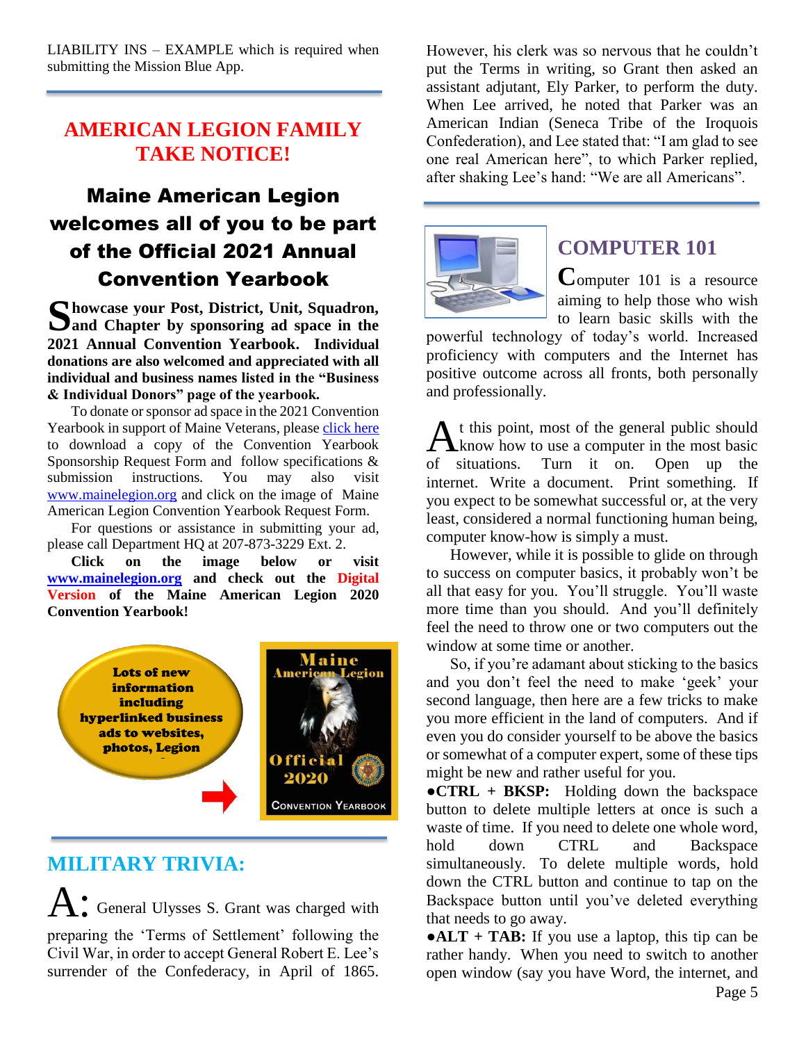LIABILITY INS – EXAMPLE which is required when submitting the Mission Blue App.

## AMERICAN LEGION FAMILY TAKE NOTICE!

### Maine American Legion welcomes all of you to be part of the Official 2021 Annual Convention Yearbook

**Showcase your Post, District, Unit, Squadron, and Chapter by sponsoring ad space in the 2021 Annual Convention Yearbook. Individual donations are also welcomed and appreciated with all individual and business names listed in the "Business & Individual Donors" page of the yearbook.**

To donate or sponsor ad space in the 2021 Convention Yearbook in support of Maine Veterans, please click here to download a copy of the Convention Yearbook Sponsorship Request Form and follow specifications & submission instructions. You may also visit www.mainelegion.org and click on the image of Maine American Legion Convention Yearbook Request Form.

For questions or assistance in submitting your ad, please call Department HQ at 207-873-3229 Ext. 2.

**Click on the image below or visit www.mainelegion.org and check out the Digital Version of the Maine American Legion 2020 Convention Yearbook!**

Lots of new information including hyperlinked business ads to websites, photos, Legion

Maine American Legion Official 2020 Convention Yearbook

## MILITARY TRIVIA:

A: General Ulysses S. Grant was charged with preparing the 'Terms of Settlement' following the Civil War, in order to accept General Robert E. Lee's surrender of the Confederacy, in April of 1865. However, his clerk was so nervous that he couldn't put the Terms in writing, so Grant then asked an assistant adjutant, Ely Parker, to perform the duty. When Lee arrived, he noted that Parker was an American Indian (Seneca Tribe of the Iroquois Confederation), and Lee stated that: "I am glad to see one real American here", to which Parker replied, after shaking Lee's hand: "We are all Americans".

## COMPUTER 101

Computer 101 is a resource aiming to help those who wish to learn basic skills with the powerful technology of today's world. Increased proficiency with computers and the Internet has positive outcome across all fronts, both personally and professionally.

At this point, most of the general public should know how to use a computer in the most basic of situations. Turn it on. Open up the internet. Write a document. Print something. If you expect to be somewhat successful or, at the very least, considered a normal functioning human being, computer know-how is simply a must.

However, while it is possible to glide on through to success on computer basics, it probably won't be all that easy for you. You'll struggle. You'll waste more time than you should. And you'll definitely feel the need to throw one or two computers out the window at some time or another.

So, if you're adamant about sticking to the basics and you don't feel the need to make 'geek' your second language, then here are a few tricks to make you more efficient in the land of computers. And if even you do consider yourself to be above the basics or somewhat of a computer expert, some of these tips might be new and rather useful for you.

●**CTRL + BKSP:** Holding down the backspace button to delete multiple letters at once is such a waste of time. If you need to delete one whole word, hold down CTRL and Backspace simultaneously. To delete multiple words, hold down the CTRL button and continue to tap on the Backspace button until you've deleted everything that needs to go away.

●**ALT + TAB:** If you use a laptop, this tip can be rather handy. When you need to switch to another open window (say you have Word, the internet, and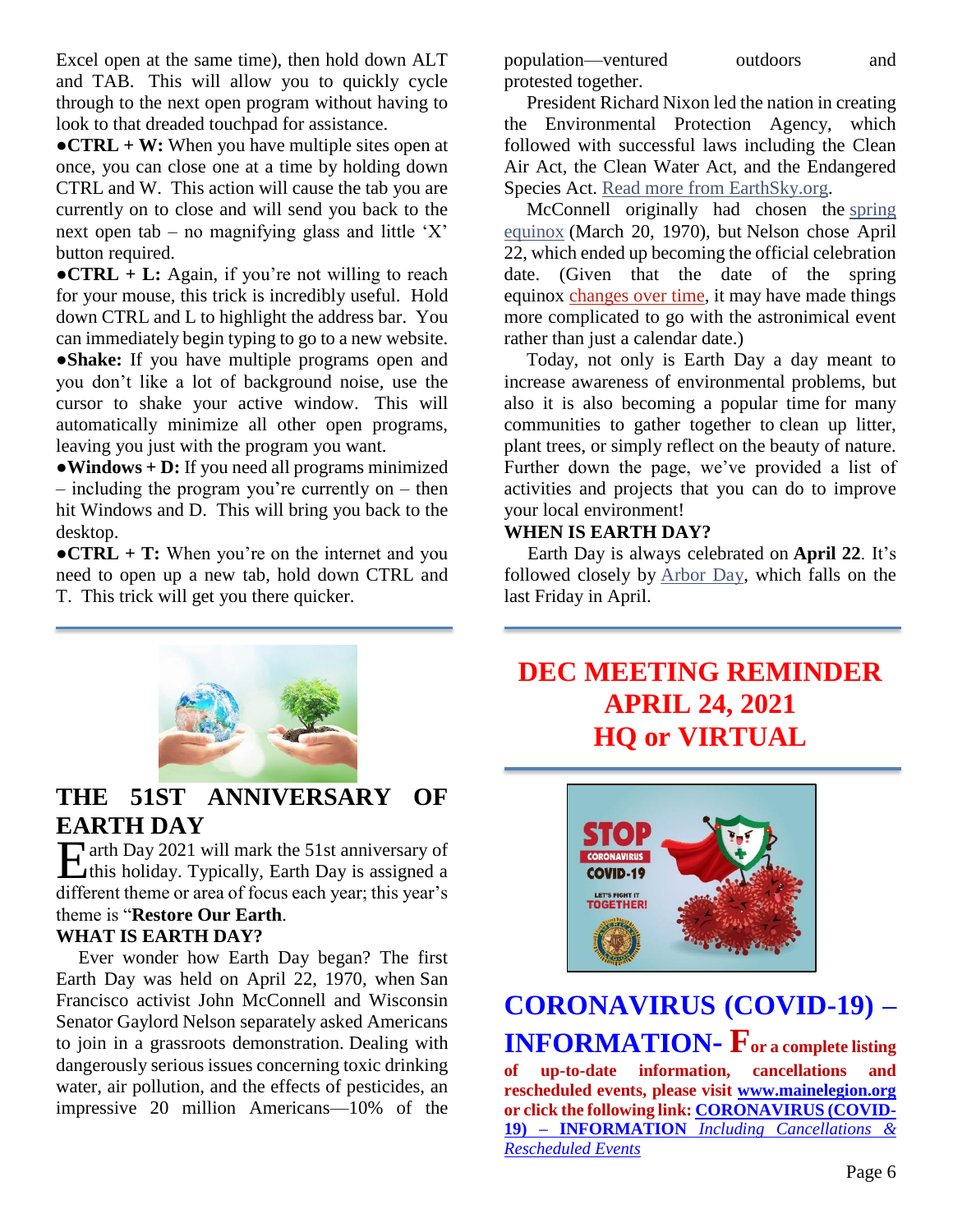Excel open at the same time), then hold down ALT and TAB. This will allow you to quickly cycle through to the next open program without having to look to that dreaded touchpad for assistance.

●**CTRL + W:** When you have multiple sites open at once, you can close one at a time by holding down CTRL and W. This action will cause the tab you are currently on to close and will send you back to the next open tab – no magnifying glass and little 'X' button required.

●**CTRL + L:** Again, if you're not willing to reach for your mouse, this trick is incredibly useful. Hold down CTRL and L to highlight the address bar. You can immediately begin typing to go to a new website.

●**Shake:** If you have multiple programs open and you don't like a lot of background noise, use the cursor to shake your active window. This will automatically minimize all other open programs, leaving you just with the program you want.

●**Windows + D:** If you need all programs minimized – including the program you're currently on – then hit Windows and D. This will bring you back to the desktop.

●**CTRL + T:** When you're on the internet and you need to open up a new tab, hold down CTRL and T. This trick will get you there quicker.

## THE 51ST ANNIVERSARY OF EARTH DAY

Earth Day 2021 will mark the 51st anniversary of this holiday. Typically, Earth Day is assigned a different theme or area of focus each year; this year's theme is "**Restore Our Earth**.

**WHAT IS EARTH DAY?**

Ever wonder how Earth Day began? The first Earth Day was held on April 22, 1970, when San Francisco activist John McConnell and Wisconsin Senator Gaylord Nelson separately asked Americans to join in a grassroots demonstration. Dealing with dangerously serious issues concerning toxic drinking water, air pollution, and the effects of pesticides, an impressive 20 million Americans—10% of the population—ventured outdoors and protested together.

President Richard Nixon led the nation in creating the Environmental Protection Agency, which followed with successful laws including the Clean Air Act, the Clean Water Act, and the Endangered Species Act. Read more from EarthSky.org.

McConnell originally had chosen the spring equinox (March 20, 1970), but Nelson chose April 22, which ended up becoming the official celebration date. (Given that the date of the spring equinox changes over time, it may have made things more complicated to go with the astronimical event rather than just a calendar date.)

Today, not only is Earth Day a day meant to increase awareness of environmental problems, but also it is also becoming a popular time for many communities to gather together to clean up litter, plant trees, or simply reflect on the beauty of nature. Further down the page, we've provided a list of activities and projects that you can do to improve your local environment!

**WHEN IS EARTH DAY?**

Earth Day is always celebrated on **April 22**. It's followed closely by Arbor Day, which falls on the last Friday in April.

## DEC MEETING REMINDER
## APRIL 24, 2021
## HQ or VIRTUAL

## CORONAVIRUS (COVID-19) – INFORMATION- For a complete listing of up-to-date information, cancellations and rescheduled events, please visit www.mainelegion.org or click the following link: CORONAVIRUS (COVID-19) – INFORMATION *Including Cancellations & Rescheduled Events*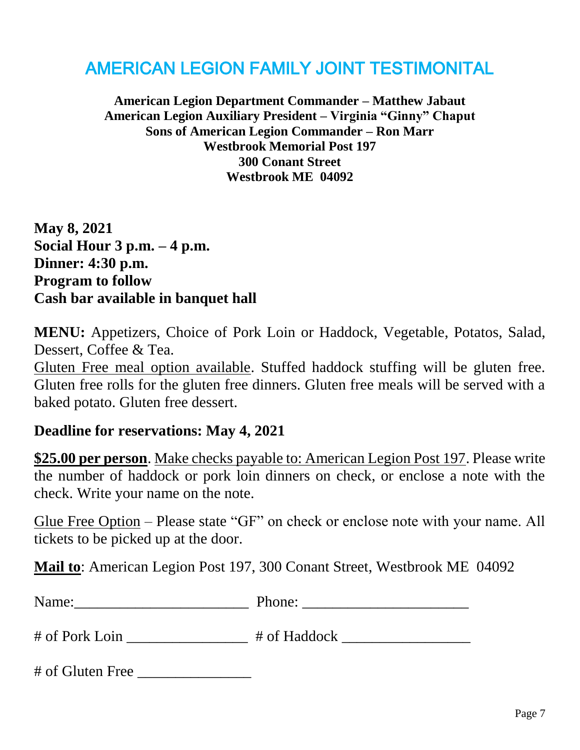# AMERICAN LEGION FAMILY JOINT TESTIMONITAL

**American Legion Department Commander – Matthew Jabaut**
**American Legion Auxiliary President – Virginia "Ginny" Chaput**
**Sons of American Legion Commander – Ron Marr**
**Westbrook Memorial Post 197**
**300 Conant Street**
**Westbrook ME 04092**

**May 8, 2021**
**Social Hour 3 p.m. – 4 p.m.**
**Dinner: 4:30 p.m.**
**Program to follow**
**Cash bar available in banquet hall**

**MENU:** Appetizers, Choice of Pork Loin or Haddock, Vegetable, Potatos, Salad, Dessert, Coffee & Tea.
Gluten Free meal option available. Stuffed haddock stuffing will be gluten free. Gluten free rolls for the gluten free dinners. Gluten free meals will be served with a baked potato. Gluten free dessert.

**Deadline for reservations: May 4, 2021**

**$25.00 per person**. Make checks payable to: American Legion Post 197. Please write the number of haddock or pork loin dinners on check, or enclose a note with the check. Write your name on the note.

Glue Free Option – Please state "GF" on check or enclose note with your name. All tickets to be picked up at the door.

**Mail to**: American Legion Post 197, 300 Conant Street, Westbrook ME 04092

Name:_______________________ Phone: _____________________

# of Pork Loin _______________ # of Haddock ________________

# of Gluten Free _______________